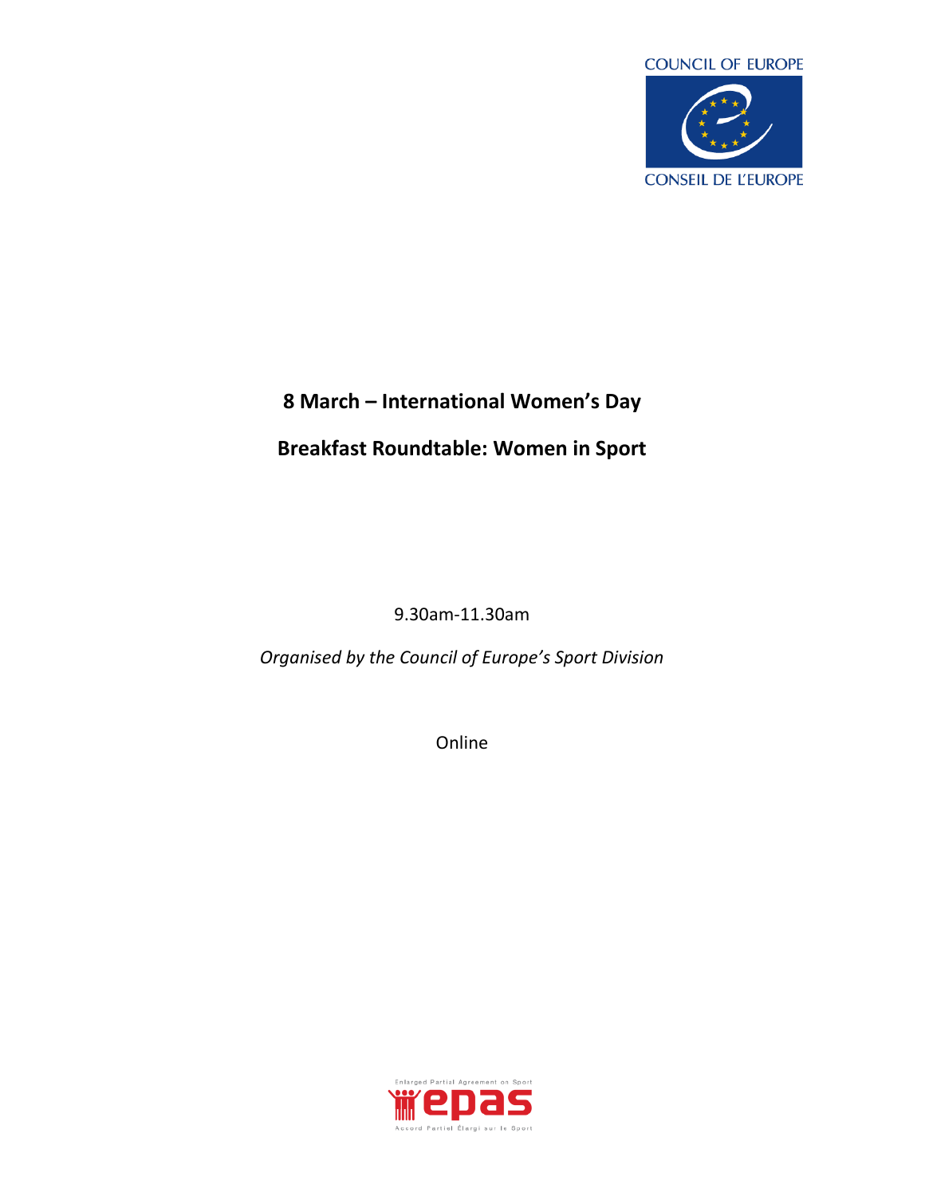COUNCIL OF EUROPE

CONSEIL DE L'EUROPE

# 8 March – International Women's Day

## Breakfast Roundtable: Women in Sport

9.30am-11.30am

*Organised by the Council of Europe's Sport Division*

Online

Enlarged Partial Agreement on Sport

epas

Accord Partiel Élargi sur le Sport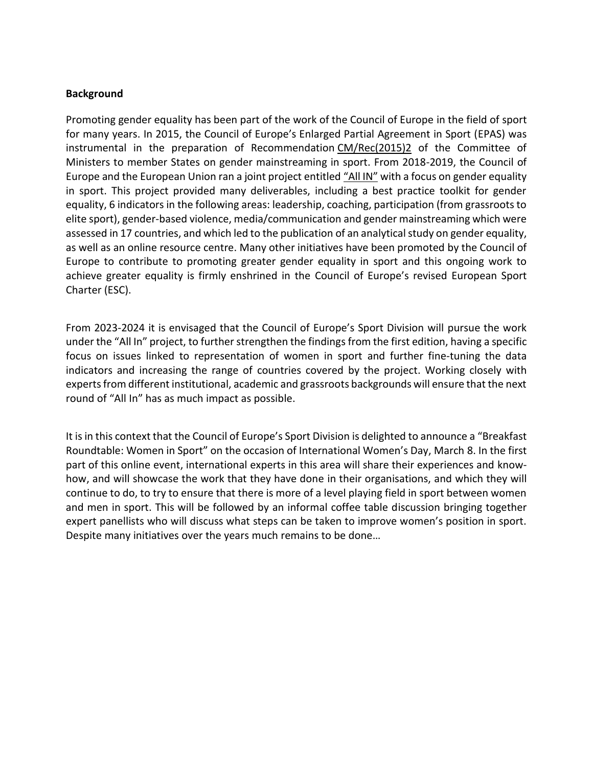**Background**

Promoting gender equality has been part of the work of the Council of Europe in the field of sport for many years. In 2015, the Council of Europe's Enlarged Partial Agreement in Sport (EPAS) was instrumental in the preparation of Recommendation CM/Rec(2015)2 of the Committee of Ministers to member States on gender mainstreaming in sport. From 2018-2019, the Council of Europe and the European Union ran a joint project entitled "All IN" with a focus on gender equality in sport. This project provided many deliverables, including a best practice toolkit for gender equality, 6 indicators in the following areas: leadership, coaching, participation (from grassroots to elite sport), gender-based violence, media/communication and gender mainstreaming which were assessed in 17 countries, and which led to the publication of an analytical study on gender equality, as well as an online resource centre. Many other initiatives have been promoted by the Council of Europe to contribute to promoting greater gender equality in sport and this ongoing work to achieve greater equality is firmly enshrined in the Council of Europe's revised European Sport Charter (ESC).

From 2023-2024 it is envisaged that the Council of Europe's Sport Division will pursue the work under the "All In" project, to further strengthen the findings from the first edition, having a specific focus on issues linked to representation of women in sport and further fine-tuning the data indicators and increasing the range of countries covered by the project. Working closely with experts from different institutional, academic and grassroots backgrounds will ensure that the next round of "All In" has as much impact as possible.

It is in this context that the Council of Europe's Sport Division is delighted to announce a "Breakfast Roundtable: Women in Sport" on the occasion of International Women's Day, March 8. In the first part of this online event, international experts in this area will share their experiences and know-how, and will showcase the work that they have done in their organisations, and which they will continue to do, to try to ensure that there is more of a level playing field in sport between women and men in sport. This will be followed by an informal coffee table discussion bringing together expert panellists who will discuss what steps can be taken to improve women's position in sport. Despite many initiatives over the years much remains to be done…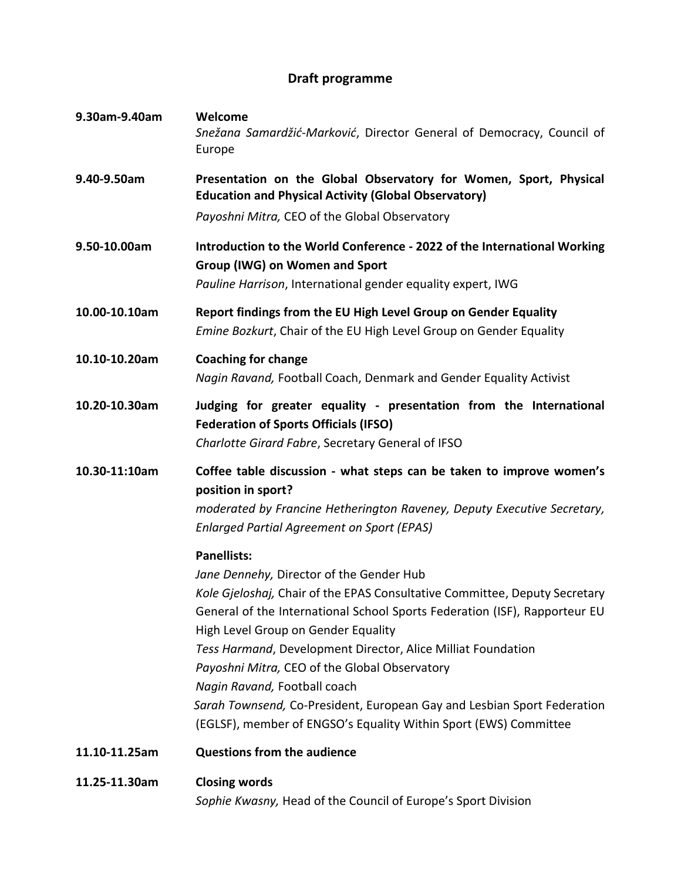## Draft programme

| | |
|---|---|
| 9.30am-9.40am | **Welcome**<br>*Snežana Samardžić-Marković*, Director General of Democracy, Council of Europe |
| 9.40-9.50am | **Presentation on the Global Observatory for Women, Sport, Physical Education and Physical Activity (Global Observatory)**<br>*Payoshni Mitra,* CEO of the Global Observatory |
| 9.50-10.00am | **Introduction to the World Conference - 2022 of the International Working Group (IWG) on Women and Sport**<br>*Pauline Harrison*, International gender equality expert, IWG |
| 10.00-10.10am | **Report findings from the EU High Level Group on Gender Equality**<br>*Emine Bozkurt*, Chair of the EU High Level Group on Gender Equality |
| 10.10-10.20am | **Coaching for change**<br>*Nagin Ravand,* Football Coach, Denmark and Gender Equality Activist |
| 10.20-10.30am | **Judging for greater equality - presentation from the International Federation of Sports Officials (IFSO)**<br>*Charlotte Girard Fabre*, Secretary General of IFSO |
| 10.30-11:10am | **Coffee table discussion - what steps can be taken to improve women's position in sport?**<br>*moderated by Francine Hetherington Raveney, Deputy Executive Secretary, Enlarged Partial Agreement on Sport (EPAS)*<br><br>**Panellists:**<br>*Jane Dennehy,* Director of the Gender Hub<br>*Kole Gjeloshaj,* Chair of the EPAS Consultative Committee, Deputy Secretary General of the International School Sports Federation (ISF), Rapporteur EU High Level Group on Gender Equality<br>*Tess Harmand*, Development Director, Alice Milliat Foundation<br>*Payoshni Mitra,* CEO of the Global Observatory<br>*Nagin Ravand,* Football coach<br>*Sarah Townsend,* Co-President, European Gay and Lesbian Sport Federation (EGLSF), member of ENGSO's Equality Within Sport (EWS) Committee |
| 11.10-11.25am | **Questions from the audience** |
| 11.25-11.30am | **Closing words**<br>*Sophie Kwasny,* Head of the Council of Europe's Sport Division |